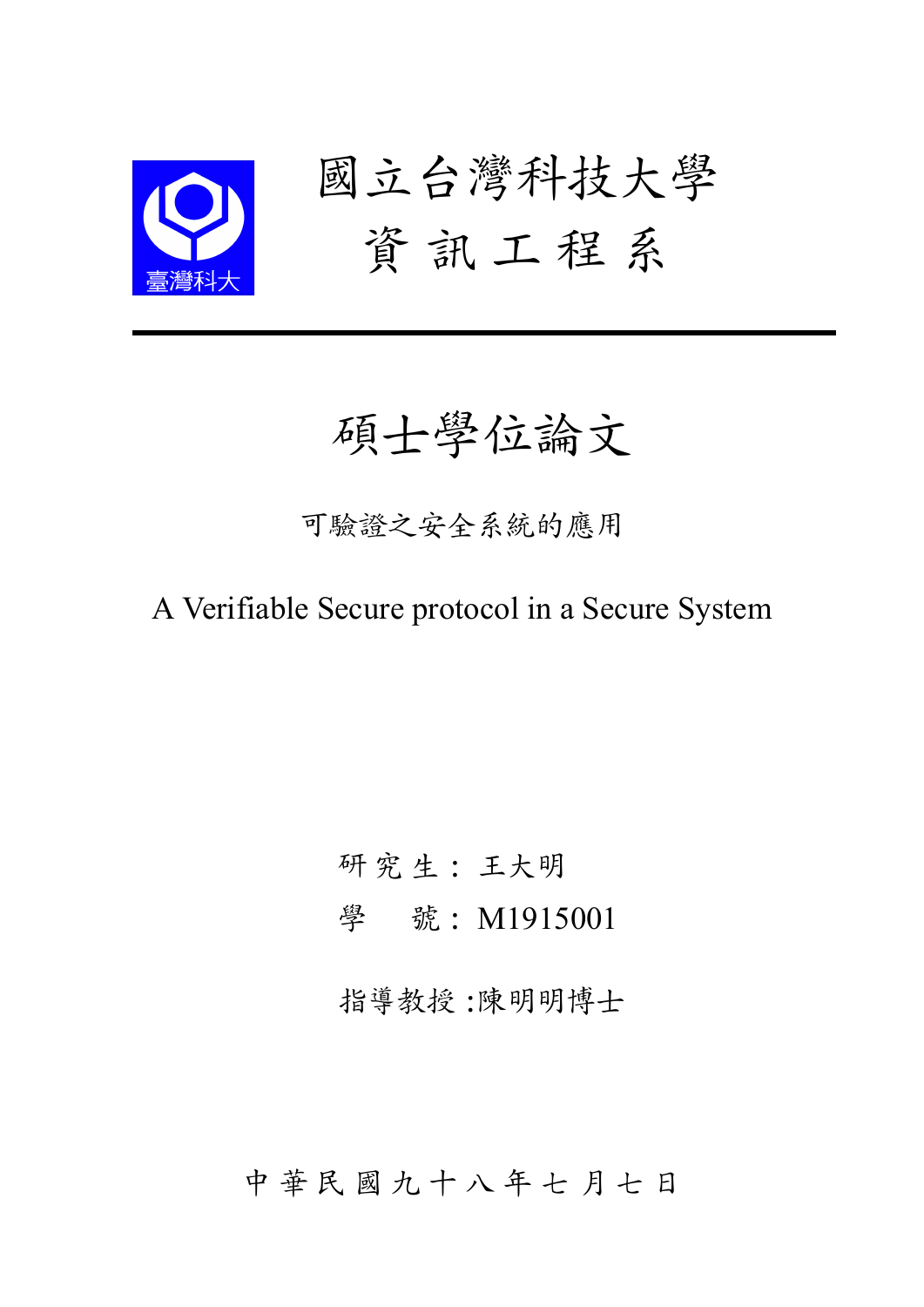# 國立台灣科技大學

## 資 訊 工 程 系

# 碩士學位論文

可驗證之安全系統的應用

A Verifiable Secure protocol in a Secure System

研 究 生： 王大明

學　　號： M1915001

指導教授 :陳明明博士

中 華 民 國 九 十 八 年 七 月 七 日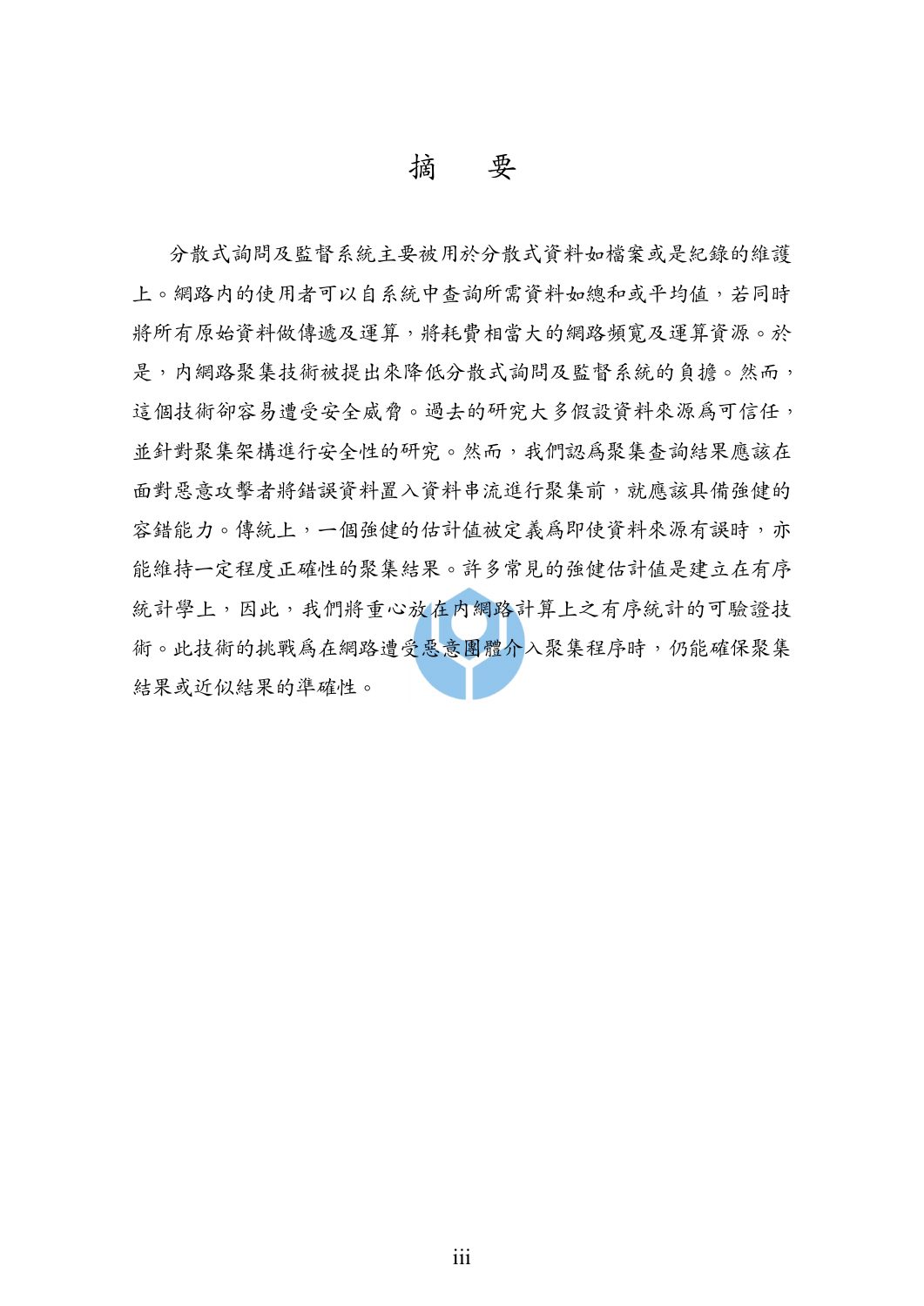# 摘　要

分散式詢問及監督系統主要被用於分散式資料如檔案或是紀錄的維護上。網路內的使用者可以自系統中查詢所需資料如總和或平均值，若同時將所有原始資料做傳遞及運算，將耗費相當大的網路頻寬及運算資源。於是，內網路聚集技術被提出來降低分散式詢問及監督系統的負擔。然而，這個技術卻容易遭受安全威脅。過去的研究大多假設資料來源爲可信任，並針對聚集架構進行安全性的研究。然而，我們認爲聚集查詢結果應該在面對惡意攻擊者將錯誤資料置入資料串流進行聚集前，就應該具備強健的容錯能力。傳統上，一個強健的估計值被定義爲即使資料來源有誤時，亦能維持一定程度正確性的聚集結果。許多常見的強健估計值是建立在有序統計學上，因此，我們將重心放在內網路計算上之有序統計的可驗證技術。此技術的挑戰爲在網路遭受惡意團體介入聚集程序時，仍能確保聚集結果或近似結果的準確性。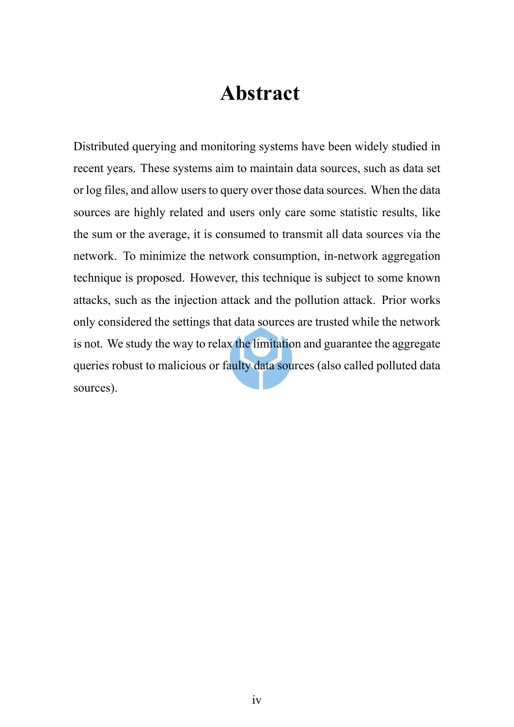# Abstract

Distributed querying and monitoring systems have been widely studied in recent years. These systems aim to maintain data sources, such as data set or log files, and allow users to query over those data sources. When the data sources are highly related and users only care some statistic results, like the sum or the average, it is consumed to transmit all data sources via the network. To minimize the network consumption, in-network aggregation technique is proposed. However, this technique is subject to some known attacks, such as the injection attack and the pollution attack. Prior works only considered the settings that data sources are trusted while the network is not. We study the way to relax the limitation and guarantee the aggregate queries robust to malicious or faulty data sources (also called polluted data sources).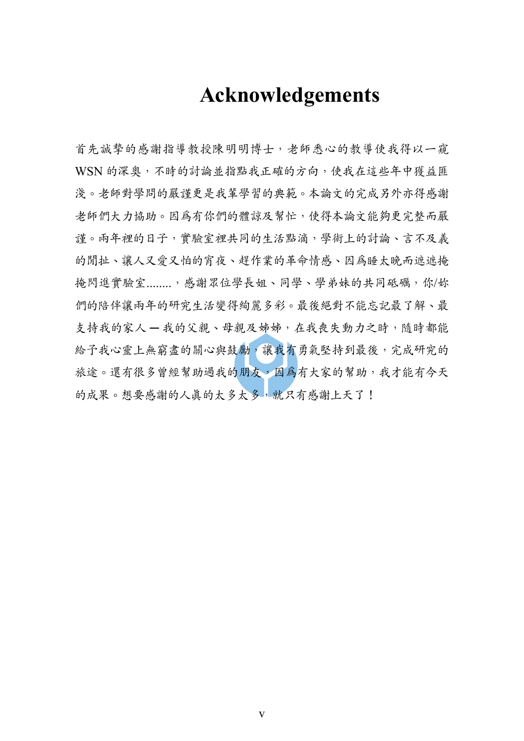# Acknowledgements

首先誠摯的感謝指導教授陳明明博士，老師悉心的教導使我得以一窺 WSN 的深奧，不時的討論並指點我正確的方向，使我在這些年中獲益匪淺。老師對學問的嚴謹更是我輩學習的典範。本論文的完成另外亦得感謝老師們大力協助。因爲有你們的體諒及幫忙，使得本論文能夠更完整而嚴謹。兩年裡的日子，實驗室裡共同的生活點滴，學術上的討論、言不及義的閒扯、讓人又愛又怕的宵夜、趕作業的革命情感、因爲睡太晚而遮遮掩掩閃進實驗室........，感謝眾位學長姐、同學、學弟妹的共同砥礪，你/妳們的陪伴讓兩年的研究生活變得絢麗多彩。最後絕對不能忘記最了解、最支持我的家人 — 我的父親、母親及姊姊，在我喪失動力之時，隨時都能給予我心靈上無窮盡的關心與鼓勵，讓我有勇氣堅持到最後，完成研究的旅途。還有很多曾經幫助過我的朋友，因爲有大家的幫助，我才能有今天的成果。想要感謝的人真的太多太多，就只有感謝上天了！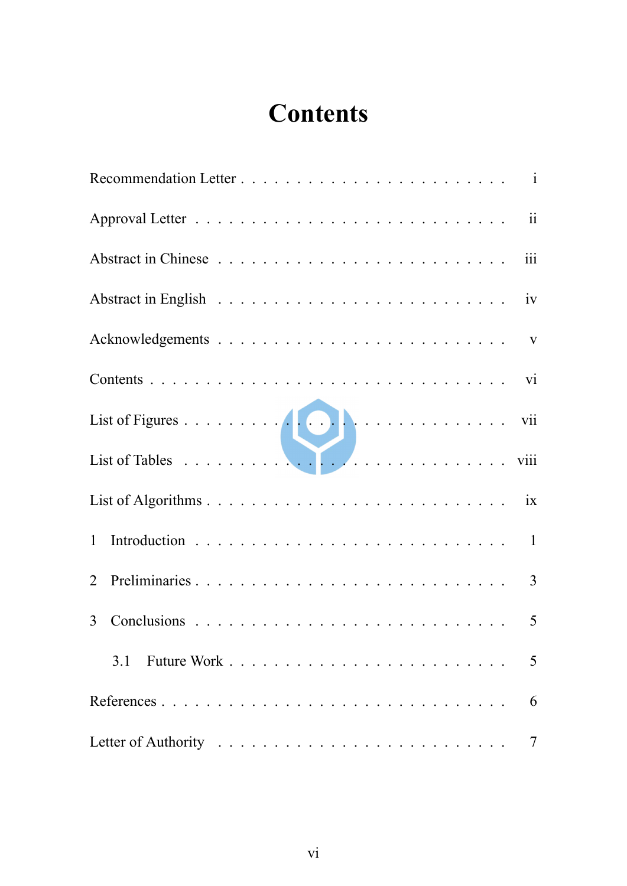# Contents

Recommendation Letter . . . . . . . . . . . . . . . . . . . . . . . . i

Approval Letter . . . . . . . . . . . . . . . . . . . . . . . . . . ii

Abstract in Chinese . . . . . . . . . . . . . . . . . . . . . . . . iii

Abstract in English . . . . . . . . . . . . . . . . . . . . . . . . iv

Acknowledgements . . . . . . . . . . . . . . . . . . . . . . . . . v

Contents . . . . . . . . . . . . . . . . . . . . . . . . . . . . . vi

List of Figures . . . . . . . . . . . . . . . . . . . . . . . . . . vii

List of Tables . . . . . . . . . . . . . . . . . . . . . . . . . . viii

List of Algorithms . . . . . . . . . . . . . . . . . . . . . . . . . ix

1 Introduction . . . . . . . . . . . . . . . . . . . . . . . . . . . 1

2 Preliminaries . . . . . . . . . . . . . . . . . . . . . . . . . . . 3

3 Conclusions . . . . . . . . . . . . . . . . . . . . . . . . . . . 5

  3.1 Future Work . . . . . . . . . . . . . . . . . . . . . . . . . 5

References . . . . . . . . . . . . . . . . . . . . . . . . . . . . 6

Letter of Authority . . . . . . . . . . . . . . . . . . . . . . . . 7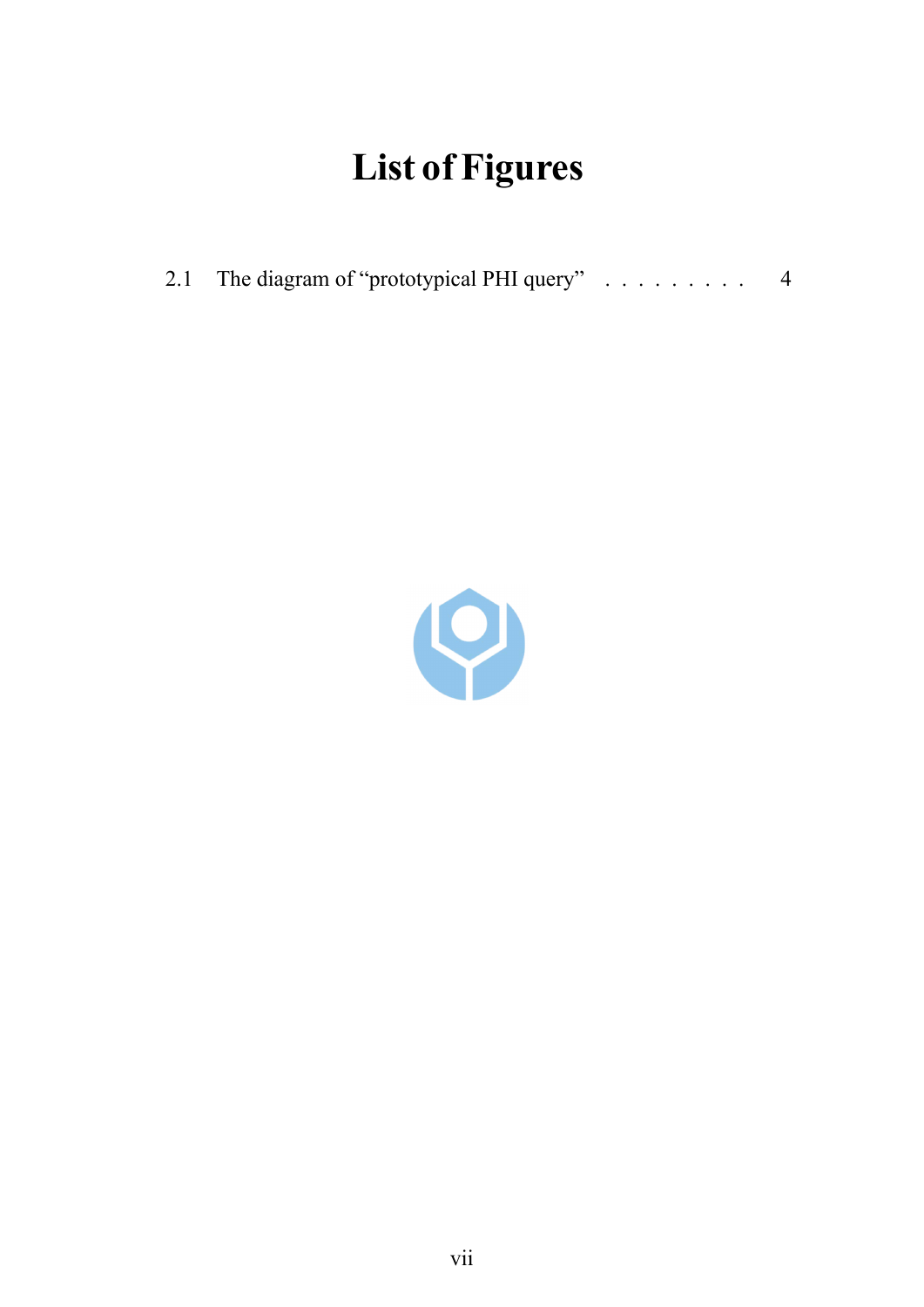# List of Figures

2.1 The diagram of “prototypical PHI query” . . . . . . . . . 4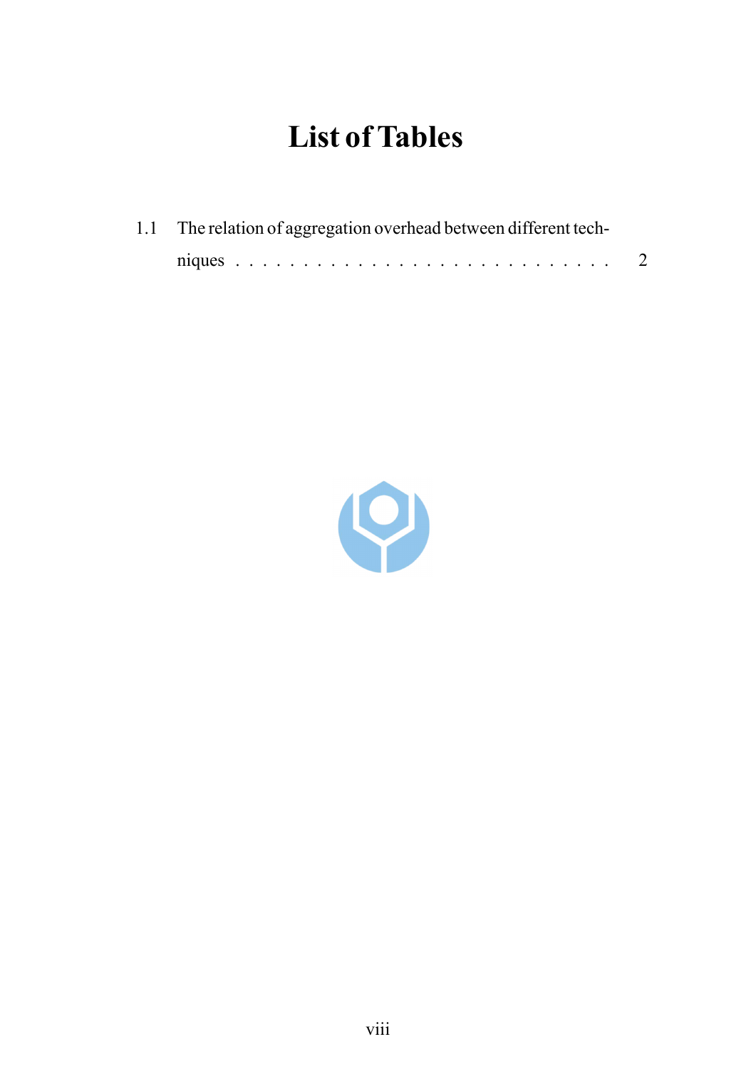# List of Tables

1.1 The relation of aggregation overhead between different techniques . . . . . . . . . . . . . . . . . . . . . . . . . . . 2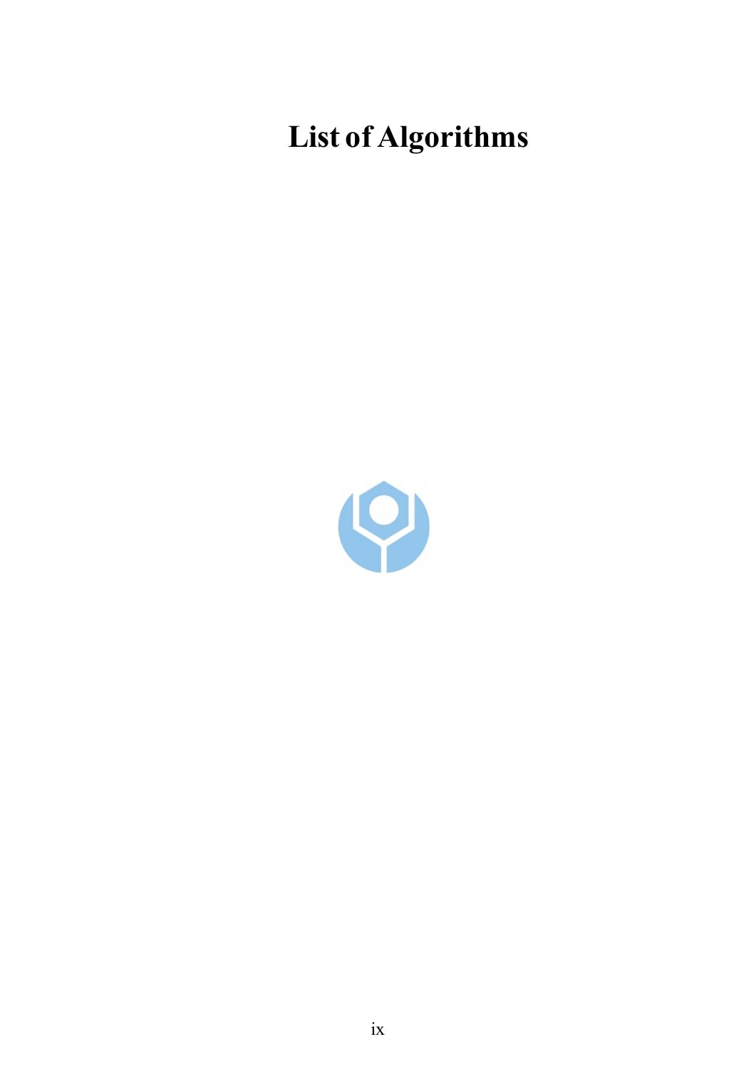# List of Algorithms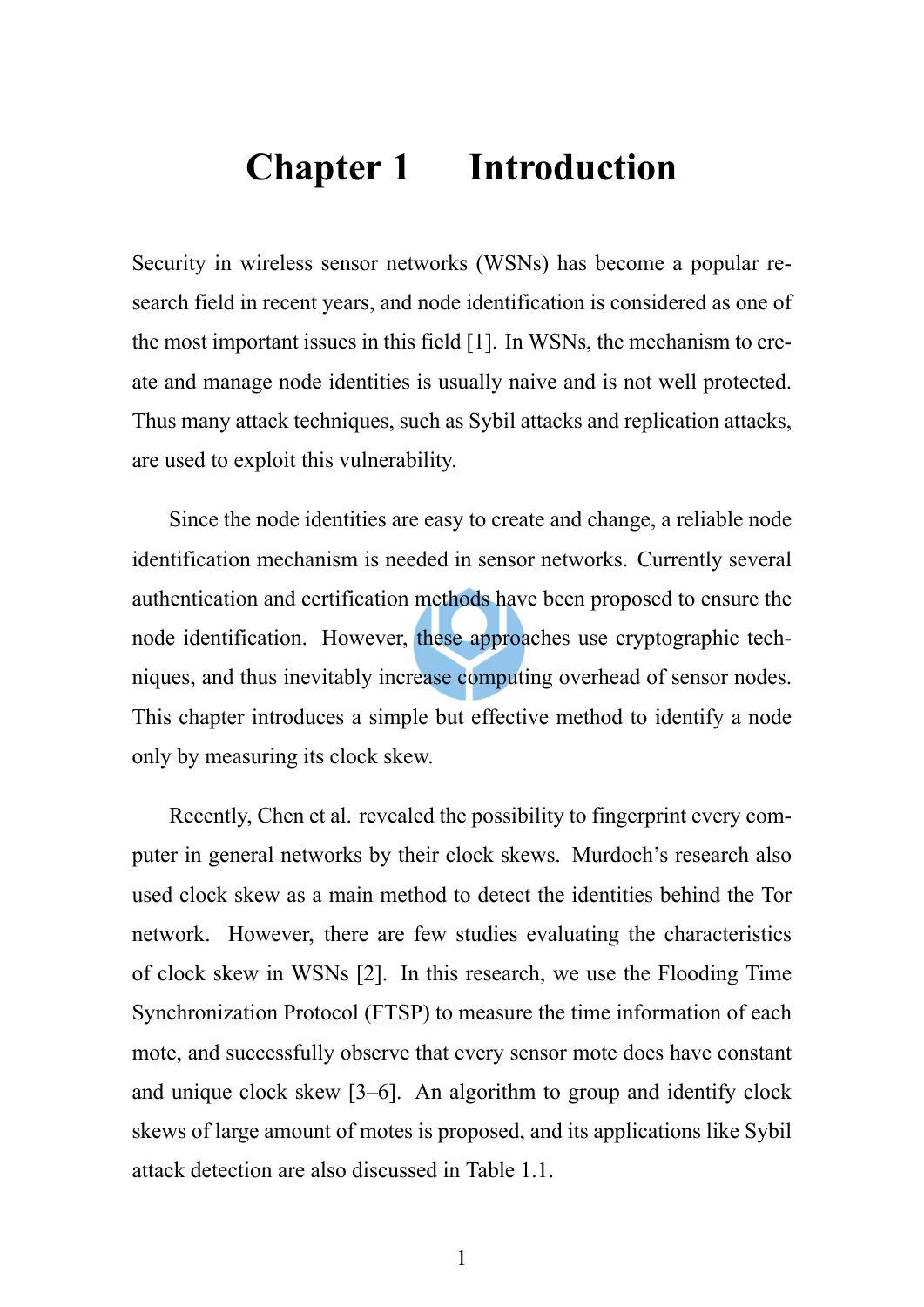# Chapter 1 Introduction

Security in wireless sensor networks (WSNs) has become a popular research field in recent years, and node identification is considered as one of the most important issues in this field [1]. In WSNs, the mechanism to create and manage node identities is usually naive and is not well protected. Thus many attack techniques, such as Sybil attacks and replication attacks, are used to exploit this vulnerability.

Since the node identities are easy to create and change, a reliable node identification mechanism is needed in sensor networks. Currently several authentication and certification methods have been proposed to ensure the node identification. However, these approaches use cryptographic techniques, and thus inevitably increase computing overhead of sensor nodes. This chapter introduces a simple but effective method to identify a node only by measuring its clock skew.

Recently, Chen et al. revealed the possibility to fingerprint every computer in general networks by their clock skews. Murdoch's research also used clock skew as a main method to detect the identities behind the Tor network. However, there are few studies evaluating the characteristics of clock skew in WSNs [2]. In this research, we use the Flooding Time Synchronization Protocol (FTSP) to measure the time information of each mote, and successfully observe that every sensor mote does have constant and unique clock skew [3–6]. An algorithm to group and identify clock skews of large amount of motes is proposed, and its applications like Sybil attack detection are also discussed in Table 1.1.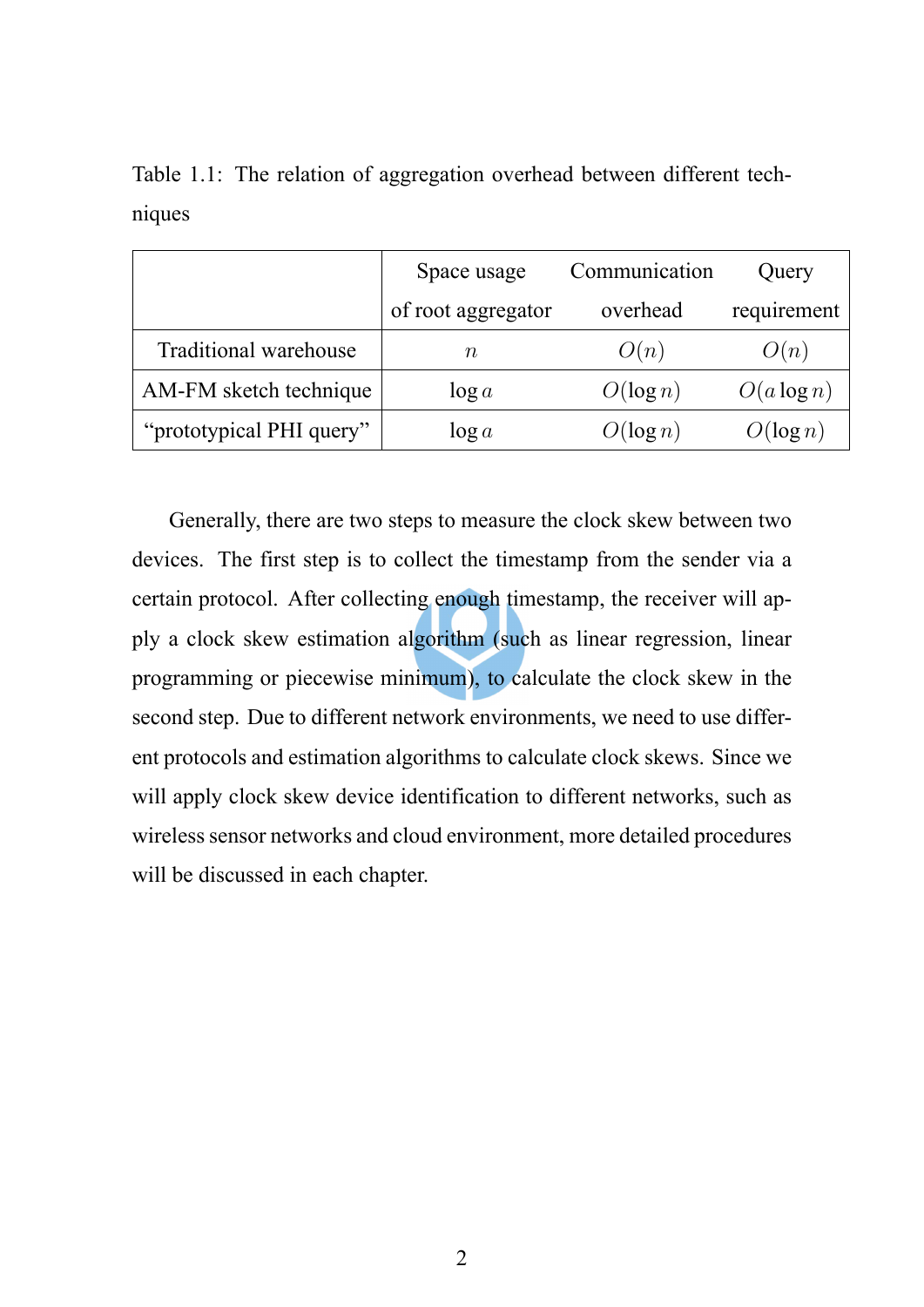Table 1.1: The relation of aggregation overhead between different techniques

| | Space usage of root aggregator | Communication overhead | Query requirement |
|---|---|---|---|
| Traditional warehouse | $n$ | $O(n)$ | $O(n)$ |
| AM-FM sketch technique | $\log a$ | $O(\log n)$ | $O(a \log n)$ |
| "prototypical PHI query" | $\log a$ | $O(\log n)$ | $O(\log n)$ |

Generally, there are two steps to measure the clock skew between two devices. The first step is to collect the timestamp from the sender via a certain protocol. After collecting enough timestamp, the receiver will apply a clock skew estimation algorithm (such as linear regression, linear programming or piecewise minimum), to calculate the clock skew in the second step. Due to different network environments, we need to use different protocols and estimation algorithms to calculate clock skews. Since we will apply clock skew device identification to different networks, such as wireless sensor networks and cloud environment, more detailed procedures will be discussed in each chapter.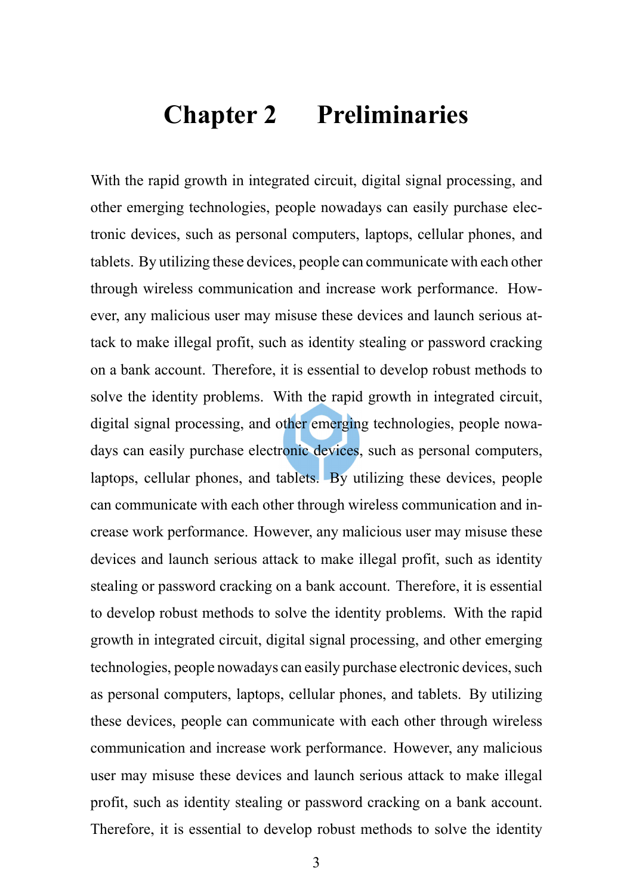# Chapter 2 Preliminaries

With the rapid growth in integrated circuit, digital signal processing, and other emerging technologies, people nowadays can easily purchase electronic devices, such as personal computers, laptops, cellular phones, and tablets. By utilizing these devices, people can communicate with each other through wireless communication and increase work performance. However, any malicious user may misuse these devices and launch serious attack to make illegal profit, such as identity stealing or password cracking on a bank account. Therefore, it is essential to develop robust methods to solve the identity problems. With the rapid growth in integrated circuit, digital signal processing, and other emerging technologies, people nowadays can easily purchase electronic devices, such as personal computers, laptops, cellular phones, and tablets. By utilizing these devices, people can communicate with each other through wireless communication and increase work performance. However, any malicious user may misuse these devices and launch serious attack to make illegal profit, such as identity stealing or password cracking on a bank account. Therefore, it is essential to develop robust methods to solve the identity problems. With the rapid growth in integrated circuit, digital signal processing, and other emerging technologies, people nowadays can easily purchase electronic devices, such as personal computers, laptops, cellular phones, and tablets. By utilizing these devices, people can communicate with each other through wireless communication and increase work performance. However, any malicious user may misuse these devices and launch serious attack to make illegal profit, such as identity stealing or password cracking on a bank account. Therefore, it is essential to develop robust methods to solve the identity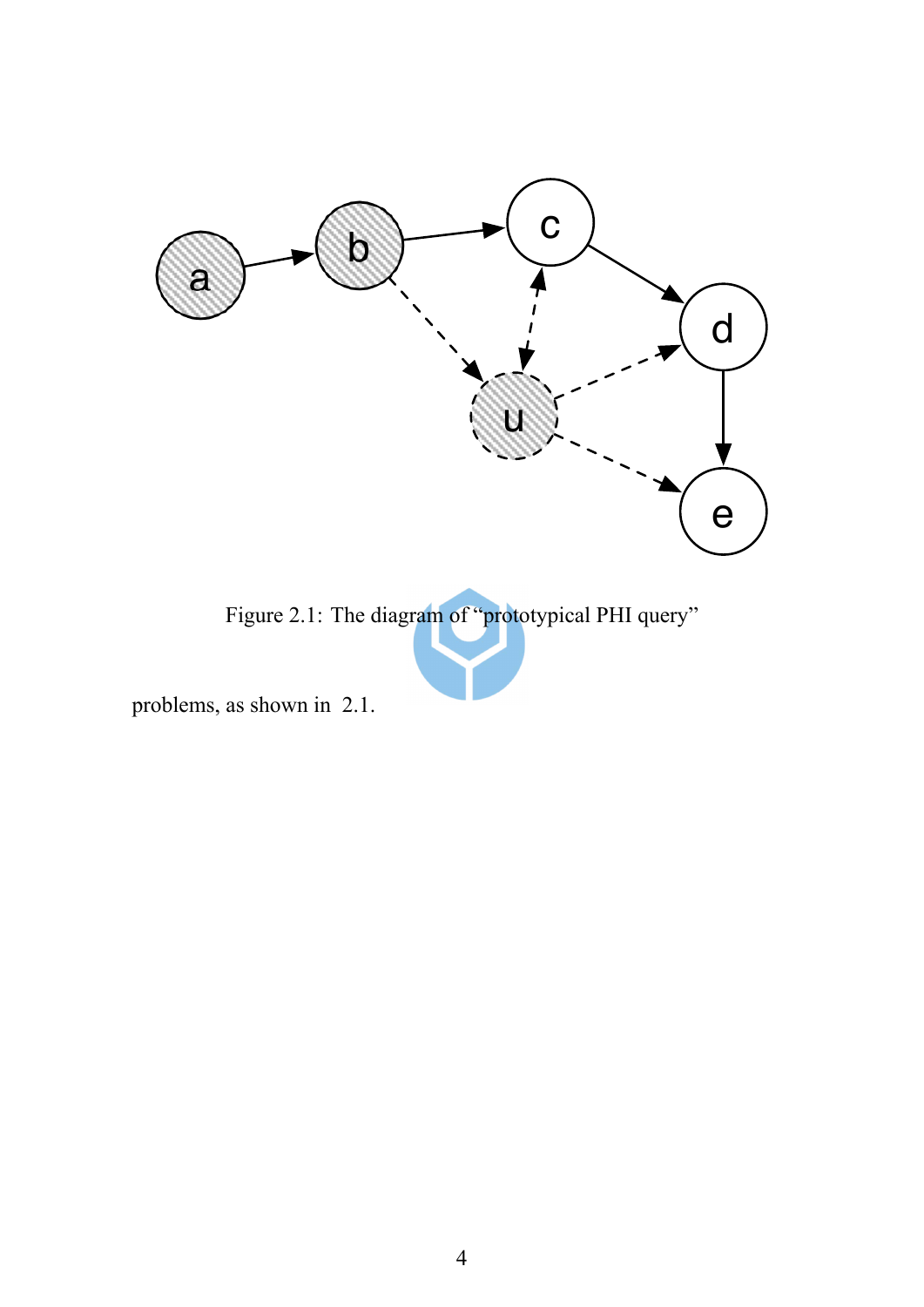Figure 2.1: The diagram of “prototypical PHI query”

problems, as shown in 2.1.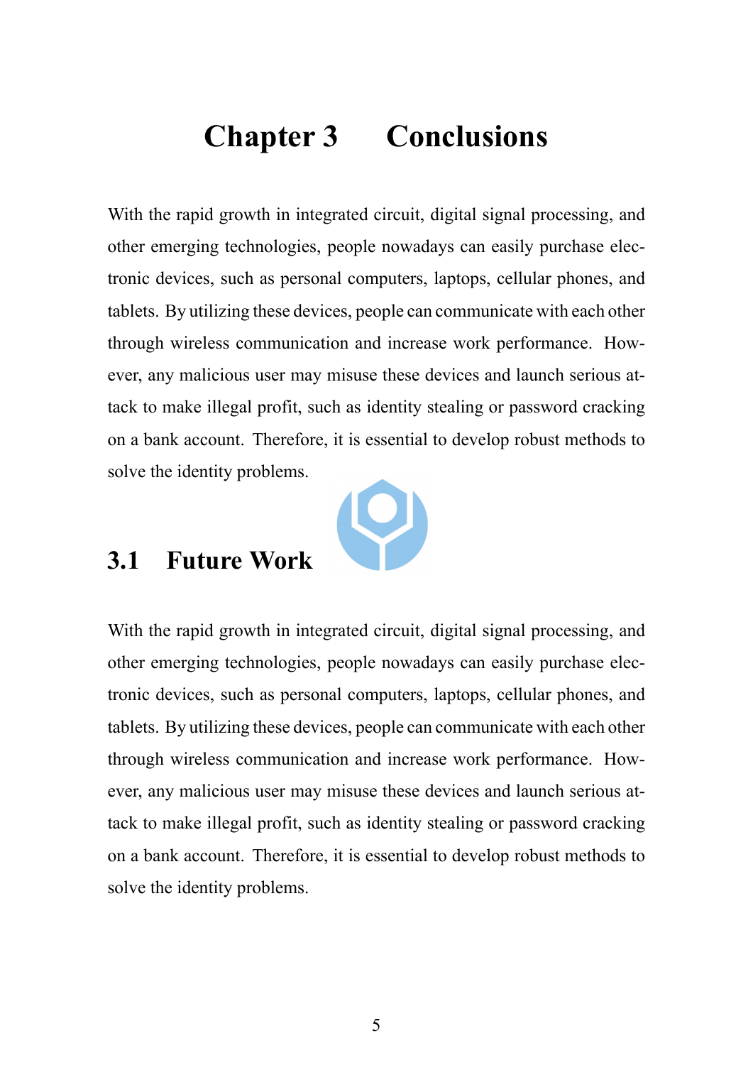# Chapter 3 Conclusions

With the rapid growth in integrated circuit, digital signal processing, and other emerging technologies, people nowadays can easily purchase electronic devices, such as personal computers, laptops, cellular phones, and tablets. By utilizing these devices, people can communicate with each other through wireless communication and increase work performance. However, any malicious user may misuse these devices and launch serious attack to make illegal profit, such as identity stealing or password cracking on a bank account. Therefore, it is essential to develop robust methods to solve the identity problems.

## 3.1 Future Work

With the rapid growth in integrated circuit, digital signal processing, and other emerging technologies, people nowadays can easily purchase electronic devices, such as personal computers, laptops, cellular phones, and tablets. By utilizing these devices, people can communicate with each other through wireless communication and increase work performance. However, any malicious user may misuse these devices and launch serious attack to make illegal profit, such as identity stealing or password cracking on a bank account. Therefore, it is essential to develop robust methods to solve the identity problems.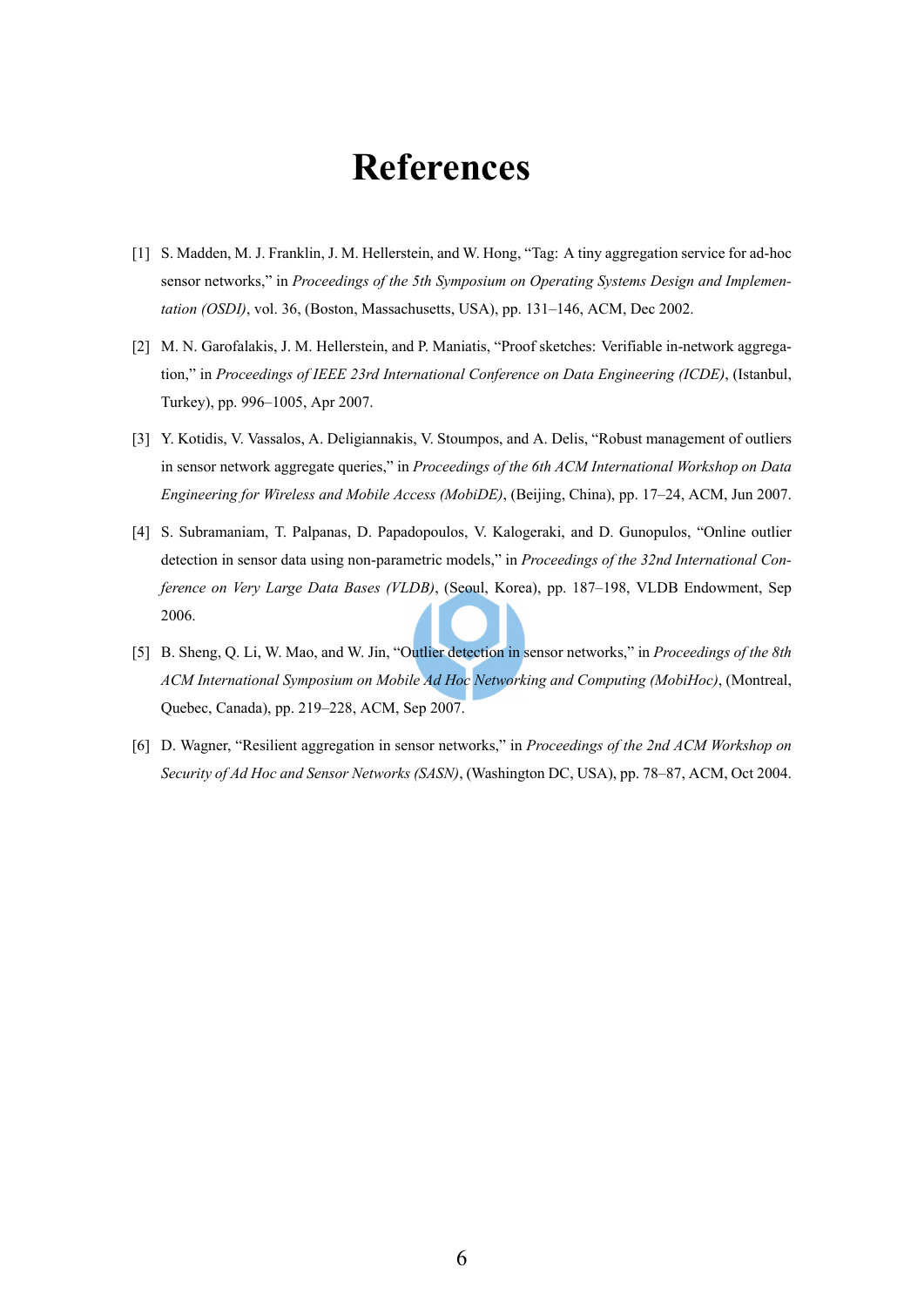# References

[1] S. Madden, M. J. Franklin, J. M. Hellerstein, and W. Hong, "Tag: A tiny aggregation service for ad-hoc sensor networks," in *Proceedings of the 5th Symposium on Operating Systems Design and Implementation (OSDI)*, vol. 36, (Boston, Massachusetts, USA), pp. 131–146, ACM, Dec 2002.

[2] M. N. Garofalakis, J. M. Hellerstein, and P. Maniatis, "Proof sketches: Verifiable in-network aggregation," in *Proceedings of IEEE 23rd International Conference on Data Engineering (ICDE)*, (Istanbul, Turkey), pp. 996–1005, Apr 2007.

[3] Y. Kotidis, V. Vassalos, A. Deligiannakis, V. Stoumpos, and A. Delis, "Robust management of outliers in sensor network aggregate queries," in *Proceedings of the 6th ACM International Workshop on Data Engineering for Wireless and Mobile Access (MobiDE)*, (Beijing, China), pp. 17–24, ACM, Jun 2007.

[4] S. Subramaniam, T. Palpanas, D. Papadopoulos, V. Kalogeraki, and D. Gunopulos, "Online outlier detection in sensor data using non-parametric models," in *Proceedings of the 32nd International Conference on Very Large Data Bases (VLDB)*, (Seoul, Korea), pp. 187–198, VLDB Endowment, Sep 2006.

[5] B. Sheng, Q. Li, W. Mao, and W. Jin, "Outlier detection in sensor networks," in *Proceedings of the 8th ACM International Symposium on Mobile Ad Hoc Networking and Computing (MobiHoc)*, (Montreal, Quebec, Canada), pp. 219–228, ACM, Sep 2007.

[6] D. Wagner, "Resilient aggregation in sensor networks," in *Proceedings of the 2nd ACM Workshop on Security of Ad Hoc and Sensor Networks (SASN)*, (Washington DC, USA), pp. 78–87, ACM, Oct 2004.